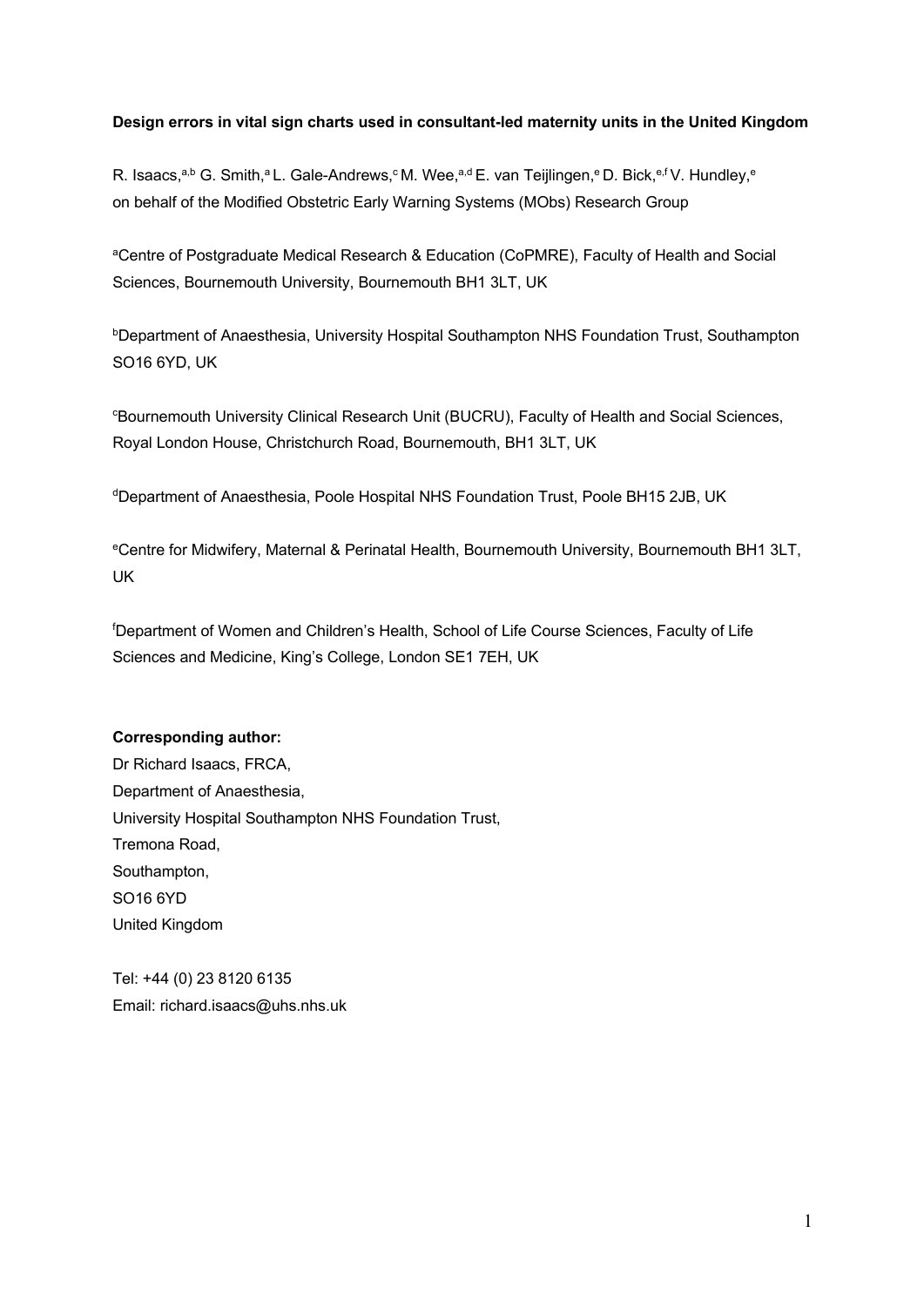**Design errors in vital sign charts used in consultant-led maternity units in the United Kingdom**

R. Isaacs,[a,b] G. Smith,[a] L. Gale-Andrews,[c] M. Wee,[a,d] E. van Teijlingen,[e] D. Bick,[e,f] V. Hundley,[e] on behalf of the Modified Obstetric Early Warning Systems (MObs) Research Group

[a]Centre of Postgraduate Medical Research & Education (CoPMRE), Faculty of Health and Social Sciences, Bournemouth University, Bournemouth BH1 3LT, UK

[b]Department of Anaesthesia, University Hospital Southampton NHS Foundation Trust, Southampton SO16 6YD, UK

[c]Bournemouth University Clinical Research Unit (BUCRU), Faculty of Health and Social Sciences, Royal London House, Christchurch Road, Bournemouth, BH1 3LT, UK

[d]Department of Anaesthesia, Poole Hospital NHS Foundation Trust, Poole BH15 2JB, UK

[e]Centre for Midwifery, Maternal & Perinatal Health, Bournemouth University, Bournemouth BH1 3LT, UK

[f]Department of Women and Children's Health, School of Life Course Sciences, Faculty of Life Sciences and Medicine, King's College, London SE1 7EH, UK

**Corresponding author:**

Dr Richard Isaacs, FRCA,
Department of Anaesthesia,
University Hospital Southampton NHS Foundation Trust,
Tremona Road,
Southampton,
SO16 6YD
United Kingdom

Tel: +44 (0) 23 8120 6135
Email: richard.isaacs@uhs.nhs.uk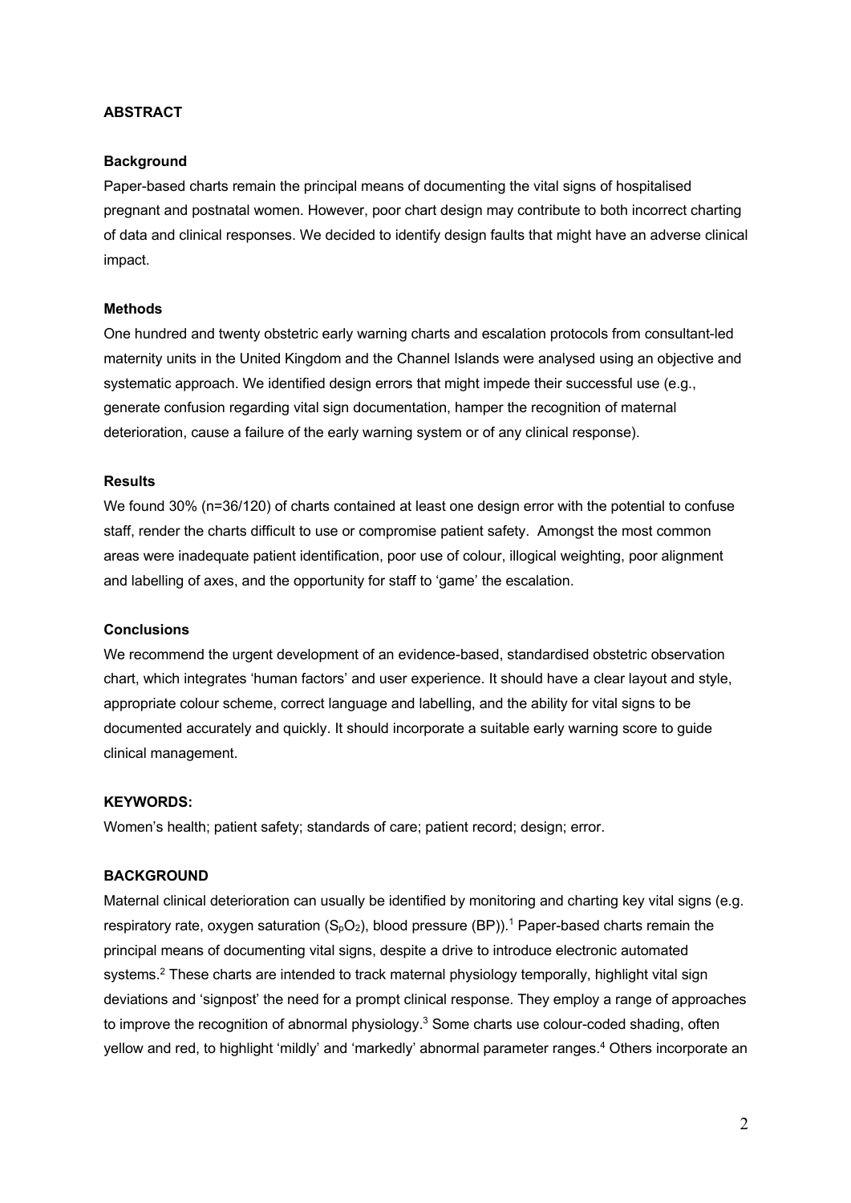## ABSTRACT

### Background

Paper-based charts remain the principal means of documenting the vital signs of hospitalised pregnant and postnatal women. However, poor chart design may contribute to both incorrect charting of data and clinical responses. We decided to identify design faults that might have an adverse clinical impact.

### Methods

One hundred and twenty obstetric early warning charts and escalation protocols from consultant-led maternity units in the United Kingdom and the Channel Islands were analysed using an objective and systematic approach. We identified design errors that might impede their successful use (e.g., generate confusion regarding vital sign documentation, hamper the recognition of maternal deterioration, cause a failure of the early warning system or of any clinical response).

### Results

We found 30% (n=36/120) of charts contained at least one design error with the potential to confuse staff, render the charts difficult to use or compromise patient safety. Amongst the most common areas were inadequate patient identification, poor use of colour, illogical weighting, poor alignment and labelling of axes, and the opportunity for staff to 'game' the escalation.

### Conclusions

We recommend the urgent development of an evidence-based, standardised obstetric observation chart, which integrates 'human factors' and user experience. It should have a clear layout and style, appropriate colour scheme, correct language and labelling, and the ability for vital signs to be documented accurately and quickly. It should incorporate a suitable early warning score to guide clinical management.

**KEYWORDS:**

Women's health; patient safety; standards of care; patient record; design; error.

## BACKGROUND

Maternal clinical deterioration can usually be identified by monitoring and charting key vital signs (e.g. respiratory rate, oxygen saturation ($S_pO_2$), blood pressure (BP)).[1] Paper-based charts remain the principal means of documenting vital signs, despite a drive to introduce electronic automated systems.[2] These charts are intended to track maternal physiology temporally, highlight vital sign deviations and 'signpost' the need for a prompt clinical response. They employ a range of approaches to improve the recognition of abnormal physiology.[3] Some charts use colour-coded shading, often yellow and red, to highlight 'mildly' and 'markedly' abnormal parameter ranges.[4] Others incorporate an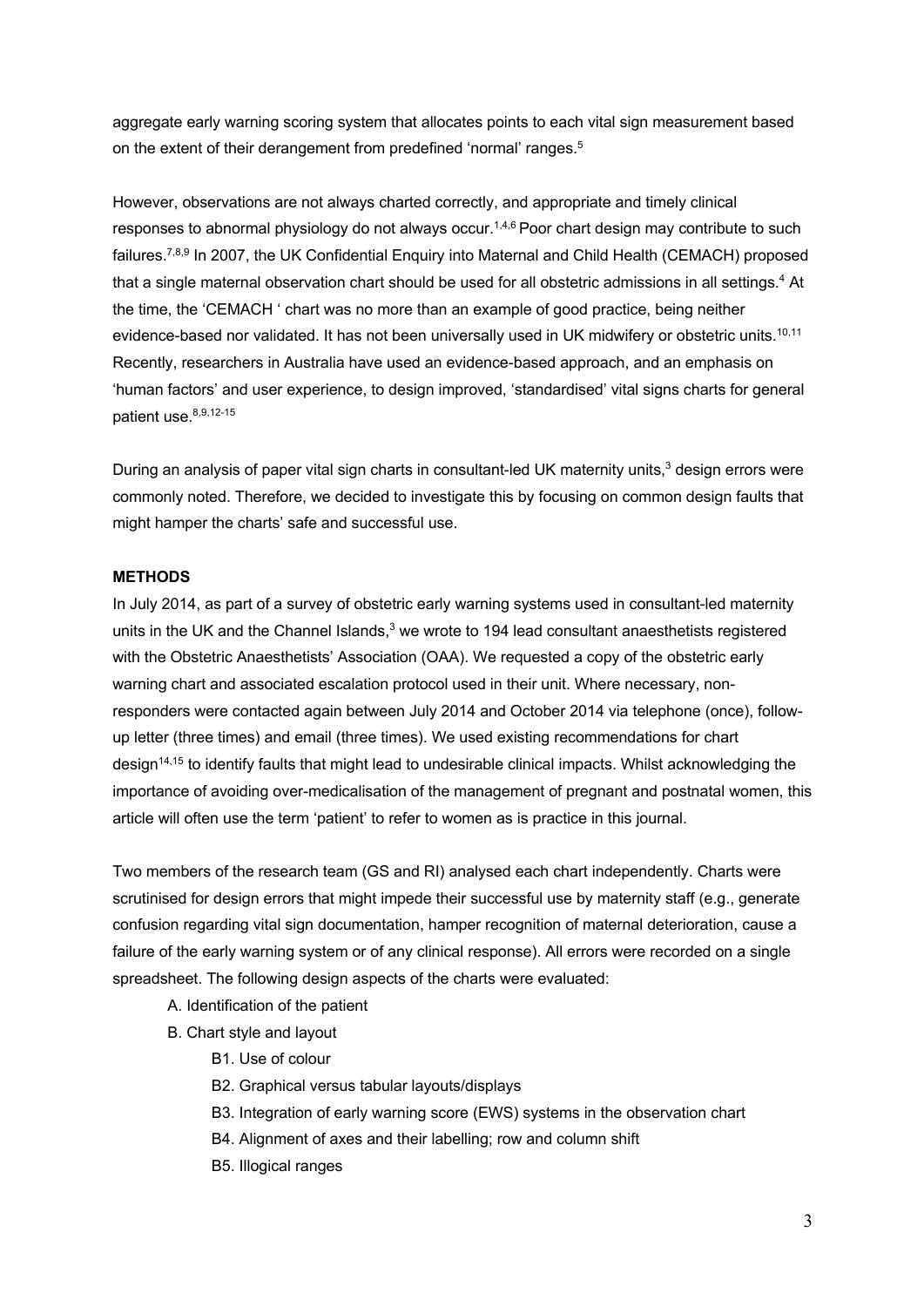aggregate early warning scoring system that allocates points to each vital sign measurement based on the extent of their derangement from predefined 'normal' ranges.[5]

However, observations are not always charted correctly, and appropriate and timely clinical responses to abnormal physiology do not always occur.[1,4,6] Poor chart design may contribute to such failures.[7,8,9] In 2007, the UK Confidential Enquiry into Maternal and Child Health (CEMACH) proposed that a single maternal observation chart should be used for all obstetric admissions in all settings.[4] At the time, the 'CEMACH ' chart was no more than an example of good practice, being neither evidence-based nor validated. It has not been universally used in UK midwifery or obstetric units.[10,11] Recently, researchers in Australia have used an evidence-based approach, and an emphasis on 'human factors' and user experience, to design improved, 'standardised' vital signs charts for general patient use.[8,9,12-15]

During an analysis of paper vital sign charts in consultant-led UK maternity units,[3] design errors were commonly noted. Therefore, we decided to investigate this by focusing on common design faults that might hamper the charts' safe and successful use.

## METHODS

In July 2014, as part of a survey of obstetric early warning systems used in consultant-led maternity units in the UK and the Channel Islands,[3] we wrote to 194 lead consultant anaesthetists registered with the Obstetric Anaesthetists' Association (OAA). We requested a copy of the obstetric early warning chart and associated escalation protocol used in their unit. Where necessary, non-responders were contacted again between July 2014 and October 2014 via telephone (once), follow-up letter (three times) and email (three times). We used existing recommendations for chart design[14,15] to identify faults that might lead to undesirable clinical impacts. Whilst acknowledging the importance of avoiding over-medicalisation of the management of pregnant and postnatal women, this article will often use the term 'patient' to refer to women as is practice in this journal.

Two members of the research team (GS and RI) analysed each chart independently. Charts were scrutinised for design errors that might impede their successful use by maternity staff (e.g., generate confusion regarding vital sign documentation, hamper recognition of maternal deterioration, cause a failure of the early warning system or of any clinical response). All errors were recorded on a single spreadsheet. The following design aspects of the charts were evaluated:

- A. Identification of the patient
- B. Chart style and layout
  - B1. Use of colour
  - B2. Graphical versus tabular layouts/displays
  - B3. Integration of early warning score (EWS) systems in the observation chart
  - B4. Alignment of axes and their labelling; row and column shift
  - B5. Illogical ranges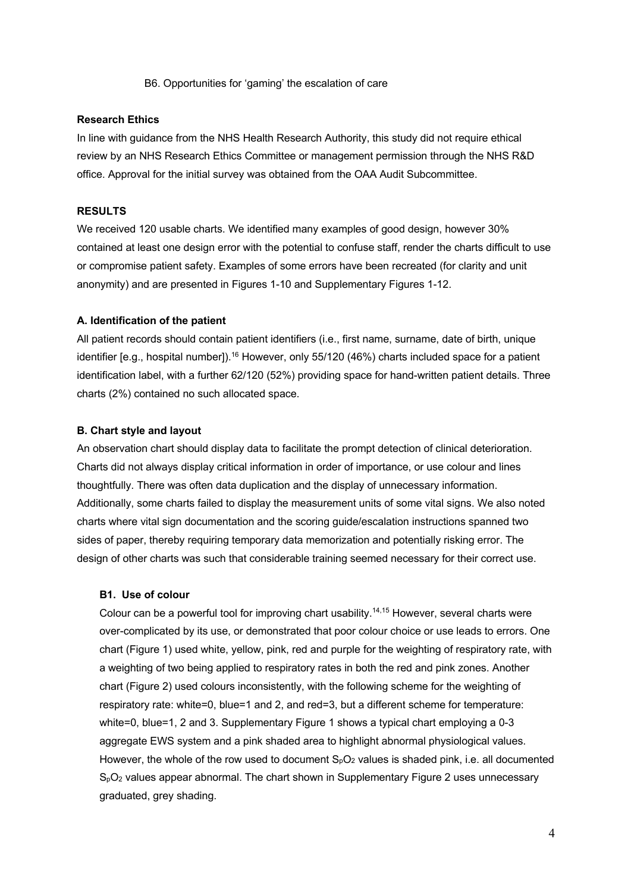B6. Opportunities for 'gaming' the escalation of care

**Research Ethics**

In line with guidance from the NHS Health Research Authority, this study did not require ethical review by an NHS Research Ethics Committee or management permission through the NHS R&D office. Approval for the initial survey was obtained from the OAA Audit Subcommittee.

## RESULTS

We received 120 usable charts. We identified many examples of good design, however 30% contained at least one design error with the potential to confuse staff, render the charts difficult to use or compromise patient safety. Examples of some errors have been recreated (for clarity and unit anonymity) and are presented in Figures 1-10 and Supplementary Figures 1-12.

### A. Identification of the patient

All patient records should contain patient identifiers (i.e., first name, surname, date of birth, unique identifier [e.g., hospital number]).[16] However, only 55/120 (46%) charts included space for a patient identification label, with a further 62/120 (52%) providing space for hand-written patient details. Three charts (2%) contained no such allocated space.

### B. Chart style and layout

An observation chart should display data to facilitate the prompt detection of clinical deterioration. Charts did not always display critical information in order of importance, or use colour and lines thoughtfully. There was often data duplication and the display of unnecessary information. Additionally, some charts failed to display the measurement units of some vital signs. We also noted charts where vital sign documentation and the scoring guide/escalation instructions spanned two sides of paper, thereby requiring temporary data memorization and potentially risking error. The design of other charts was such that considerable training seemed necessary for their correct use.

#### B1. Use of colour

Colour can be a powerful tool for improving chart usability.[14,15] However, several charts were over-complicated by its use, or demonstrated that poor colour choice or use leads to errors. One chart (Figure 1) used white, yellow, pink, red and purple for the weighting of respiratory rate, with a weighting of two being applied to respiratory rates in both the red and pink zones. Another chart (Figure 2) used colours inconsistently, with the following scheme for the weighting of respiratory rate: white=0, blue=1 and 2, and red=3, but a different scheme for temperature: white=0, blue=1, 2 and 3. Supplementary Figure 1 shows a typical chart employing a 0-3 aggregate EWS system and a pink shaded area to highlight abnormal physiological values. However, the whole of the row used to document $S_pO_2$ values is shaded pink, i.e. all documented $S_pO_2$ values appear abnormal. The chart shown in Supplementary Figure 2 uses unnecessary graduated, grey shading.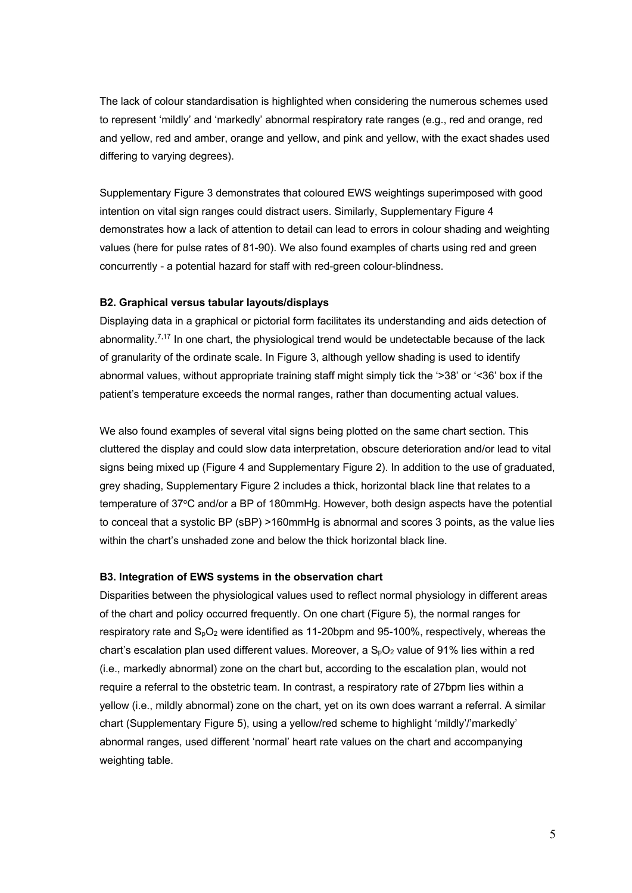The lack of colour standardisation is highlighted when considering the numerous schemes used to represent 'mildly' and 'markedly' abnormal respiratory rate ranges (e.g., red and orange, red and yellow, red and amber, orange and yellow, and pink and yellow, with the exact shades used differing to varying degrees).

Supplementary Figure 3 demonstrates that coloured EWS weightings superimposed with good intention on vital sign ranges could distract users. Similarly, Supplementary Figure 4 demonstrates how a lack of attention to detail can lead to errors in colour shading and weighting values (here for pulse rates of 81-90). We also found examples of charts using red and green concurrently - a potential hazard for staff with red-green colour-blindness.

**B2. Graphical versus tabular layouts/displays**

Displaying data in a graphical or pictorial form facilitates its understanding and aids detection of abnormality.[7,17] In one chart, the physiological trend would be undetectable because of the lack of granularity of the ordinate scale. In Figure 3, although yellow shading is used to identify abnormal values, without appropriate training staff might simply tick the '>38' or '<36' box if the patient's temperature exceeds the normal ranges, rather than documenting actual values.

We also found examples of several vital signs being plotted on the same chart section. This cluttered the display and could slow data interpretation, obscure deterioration and/or lead to vital signs being mixed up (Figure 4 and Supplementary Figure 2). In addition to the use of graduated, grey shading, Supplementary Figure 2 includes a thick, horizontal black line that relates to a temperature of 37°C and/or a BP of 180mmHg. However, both design aspects have the potential to conceal that a systolic BP (sBP) >160mmHg is abnormal and scores 3 points, as the value lies within the chart's unshaded zone and below the thick horizontal black line.

**B3. Integration of EWS systems in the observation chart**

Disparities between the physiological values used to reflect normal physiology in different areas of the chart and policy occurred frequently. On one chart (Figure 5), the normal ranges for respiratory rate and $S_pO_2$ were identified as 11-20bpm and 95-100%, respectively, whereas the chart's escalation plan used different values. Moreover, a $S_pO_2$ value of 91% lies within a red (i.e., markedly abnormal) zone on the chart but, according to the escalation plan, would not require a referral to the obstetric team. In contrast, a respiratory rate of 27bpm lies within a yellow (i.e., mildly abnormal) zone on the chart, yet on its own does warrant a referral. A similar chart (Supplementary Figure 5), using a yellow/red scheme to highlight 'mildly'/'markedly' abnormal ranges, used different 'normal' heart rate values on the chart and accompanying weighting table.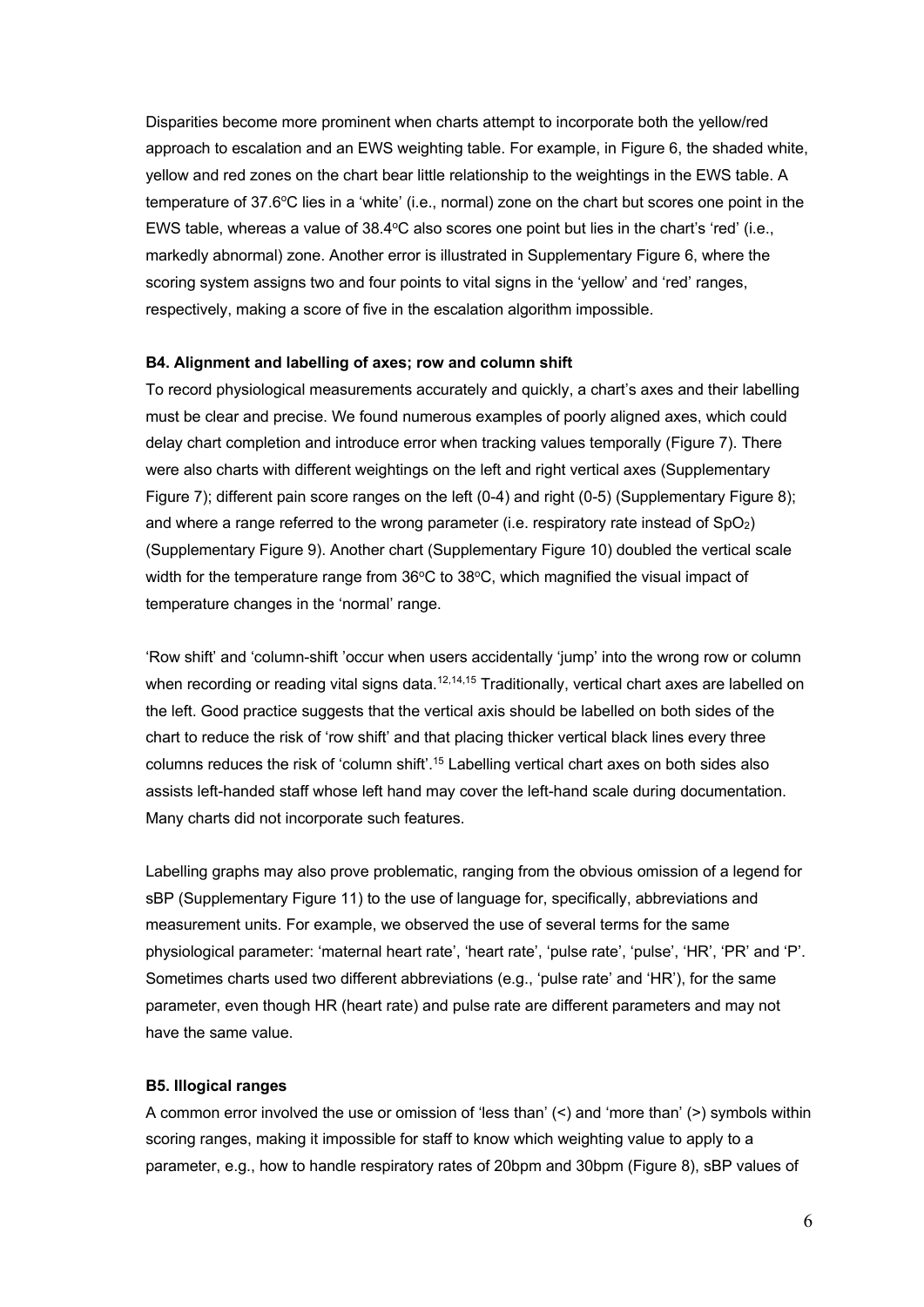Disparities become more prominent when charts attempt to incorporate both the yellow/red approach to escalation and an EWS weighting table. For example, in Figure 6, the shaded white, yellow and red zones on the chart bear little relationship to the weightings in the EWS table. A temperature of 37.6°C lies in a 'white' (i.e., normal) zone on the chart but scores one point in the EWS table, whereas a value of 38.4°C also scores one point but lies in the chart's 'red' (i.e., markedly abnormal) zone. Another error is illustrated in Supplementary Figure 6, where the scoring system assigns two and four points to vital signs in the 'yellow' and 'red' ranges, respectively, making a score of five in the escalation algorithm impossible.

**B4. Alignment and labelling of axes; row and column shift**

To record physiological measurements accurately and quickly, a chart's axes and their labelling must be clear and precise. We found numerous examples of poorly aligned axes, which could delay chart completion and introduce error when tracking values temporally (Figure 7). There were also charts with different weightings on the left and right vertical axes (Supplementary Figure 7); different pain score ranges on the left (0-4) and right (0-5) (Supplementary Figure 8); and where a range referred to the wrong parameter (i.e. respiratory rate instead of $SpO_2$) (Supplementary Figure 9). Another chart (Supplementary Figure 10) doubled the vertical scale width for the temperature range from 36°C to 38°C, which magnified the visual impact of temperature changes in the 'normal' range.

'Row shift' and 'column-shift 'occur when users accidentally 'jump' into the wrong row or column when recording or reading vital signs data.[12,14,15] Traditionally, vertical chart axes are labelled on the left. Good practice suggests that the vertical axis should be labelled on both sides of the chart to reduce the risk of 'row shift' and that placing thicker vertical black lines every three columns reduces the risk of 'column shift'.[15] Labelling vertical chart axes on both sides also assists left-handed staff whose left hand may cover the left-hand scale during documentation. Many charts did not incorporate such features.

Labelling graphs may also prove problematic, ranging from the obvious omission of a legend for sBP (Supplementary Figure 11) to the use of language for, specifically, abbreviations and measurement units. For example, we observed the use of several terms for the same physiological parameter: 'maternal heart rate', 'heart rate', 'pulse rate', 'pulse', 'HR', 'PR' and 'P'. Sometimes charts used two different abbreviations (e.g., 'pulse rate' and 'HR'), for the same parameter, even though HR (heart rate) and pulse rate are different parameters and may not have the same value.

**B5. Illogical ranges**

A common error involved the use or omission of 'less than' (<) and 'more than' (>) symbols within scoring ranges, making it impossible for staff to know which weighting value to apply to a parameter, e.g., how to handle respiratory rates of 20bpm and 30bpm (Figure 8), sBP values of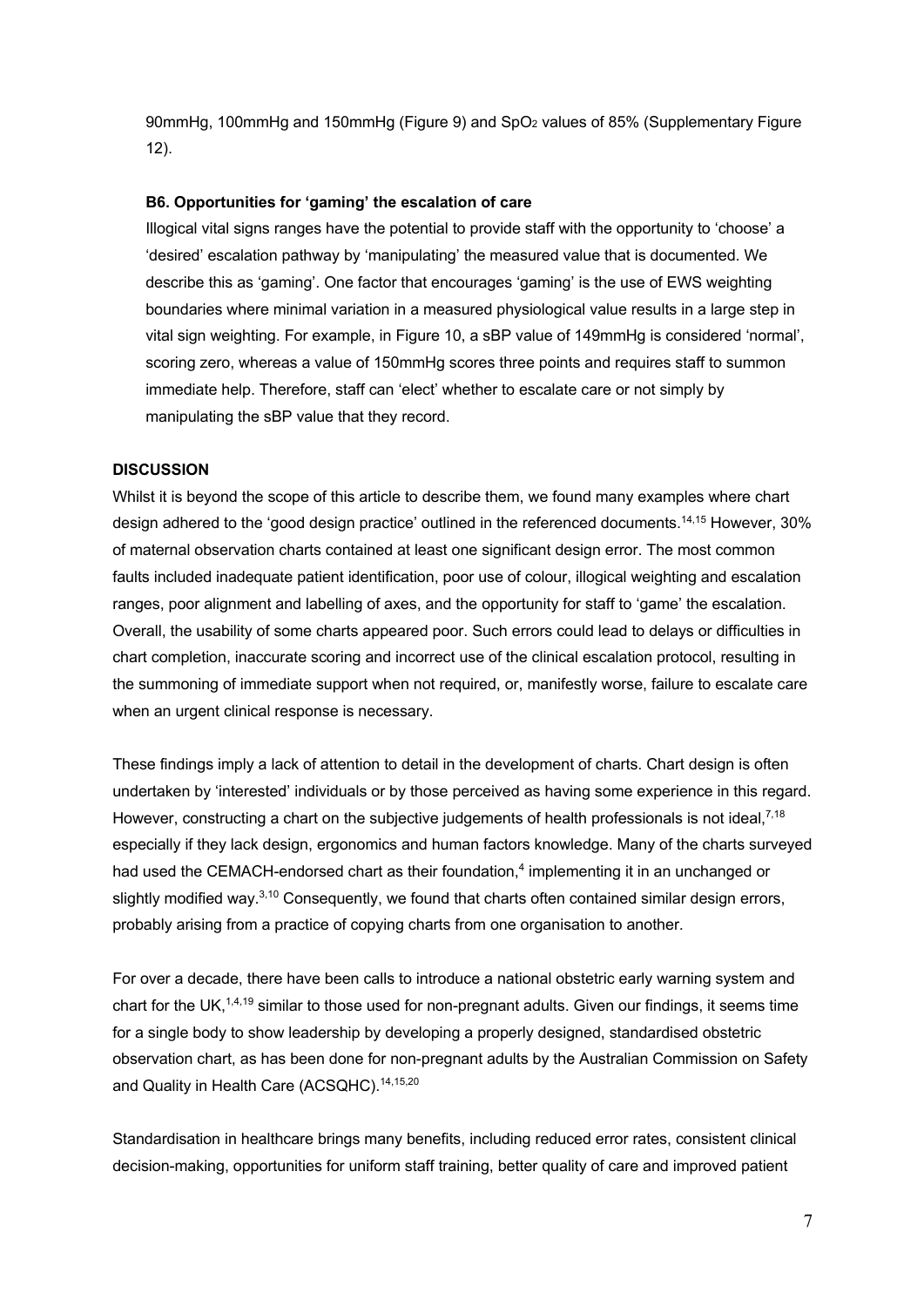90mmHg, 100mmHg and 150mmHg (Figure 9) and $SpO_2$ values of 85% (Supplementary Figure 12).

**B6. Opportunities for 'gaming' the escalation of care**

Illogical vital signs ranges have the potential to provide staff with the opportunity to 'choose' a 'desired' escalation pathway by 'manipulating' the measured value that is documented. We describe this as 'gaming'. One factor that encourages 'gaming' is the use of EWS weighting boundaries where minimal variation in a measured physiological value results in a large step in vital sign weighting. For example, in Figure 10, a sBP value of 149mmHg is considered 'normal', scoring zero, whereas a value of 150mmHg scores three points and requires staff to summon immediate help. Therefore, staff can 'elect' whether to escalate care or not simply by manipulating the sBP value that they record.

## DISCUSSION

Whilst it is beyond the scope of this article to describe them, we found many examples where chart design adhered to the 'good design practice' outlined in the referenced documents.[14,15] However, 30% of maternal observation charts contained at least one significant design error. The most common faults included inadequate patient identification, poor use of colour, illogical weighting and escalation ranges, poor alignment and labelling of axes, and the opportunity for staff to 'game' the escalation. Overall, the usability of some charts appeared poor. Such errors could lead to delays or difficulties in chart completion, inaccurate scoring and incorrect use of the clinical escalation protocol, resulting in the summoning of immediate support when not required, or, manifestly worse, failure to escalate care when an urgent clinical response is necessary.

These findings imply a lack of attention to detail in the development of charts. Chart design is often undertaken by 'interested' individuals or by those perceived as having some experience in this regard. However, constructing a chart on the subjective judgements of health professionals is not ideal,[7,18] especially if they lack design, ergonomics and human factors knowledge. Many of the charts surveyed had used the CEMACH-endorsed chart as their foundation,[4] implementing it in an unchanged or slightly modified way.[3,10] Consequently, we found that charts often contained similar design errors, probably arising from a practice of copying charts from one organisation to another.

For over a decade, there have been calls to introduce a national obstetric early warning system and chart for the UK,[1,4,19] similar to those used for non-pregnant adults. Given our findings, it seems time for a single body to show leadership by developing a properly designed, standardised obstetric observation chart, as has been done for non-pregnant adults by the Australian Commission on Safety and Quality in Health Care (ACSQHC).[14,15,20]

Standardisation in healthcare brings many benefits, including reduced error rates, consistent clinical decision-making, opportunities for uniform staff training, better quality of care and improved patient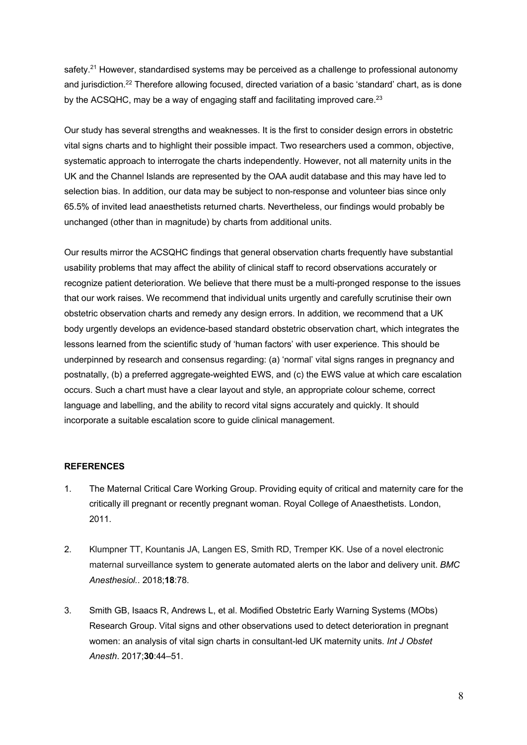safety.[21] However, standardised systems may be perceived as a challenge to professional autonomy and jurisdiction.[22] Therefore allowing focused, directed variation of a basic 'standard' chart, as is done by the ACSQHC, may be a way of engaging staff and facilitating improved care.[23]

Our study has several strengths and weaknesses. It is the first to consider design errors in obstetric vital signs charts and to highlight their possible impact. Two researchers used a common, objective, systematic approach to interrogate the charts independently. However, not all maternity units in the UK and the Channel Islands are represented by the OAA audit database and this may have led to selection bias. In addition, our data may be subject to non-response and volunteer bias since only 65.5% of invited lead anaesthetists returned charts. Nevertheless, our findings would probably be unchanged (other than in magnitude) by charts from additional units.

Our results mirror the ACSQHC findings that general observation charts frequently have substantial usability problems that may affect the ability of clinical staff to record observations accurately or recognize patient deterioration. We believe that there must be a multi-pronged response to the issues that our work raises. We recommend that individual units urgently and carefully scrutinise their own obstetric observation charts and remedy any design errors. In addition, we recommend that a UK body urgently develops an evidence-based standard obstetric observation chart, which integrates the lessons learned from the scientific study of 'human factors' with user experience. This should be underpinned by research and consensus regarding: (a) 'normal' vital signs ranges in pregnancy and postnatally, (b) a preferred aggregate-weighted EWS, and (c) the EWS value at which care escalation occurs. Such a chart must have a clear layout and style, an appropriate colour scheme, correct language and labelling, and the ability to record vital signs accurately and quickly. It should incorporate a suitable escalation score to guide clinical management.

## REFERENCES

1. The Maternal Critical Care Working Group. Providing equity of critical and maternity care for the critically ill pregnant or recently pregnant woman. Royal College of Anaesthetists. London, 2011.

2. Klumpner TT, Kountanis JA, Langen ES, Smith RD, Tremper KK. Use of a novel electronic maternal surveillance system to generate automated alerts on the labor and delivery unit. *BMC Anesthesiol.*. 2018;**18**:78.

3. Smith GB, Isaacs R, Andrews L, et al. Modified Obstetric Early Warning Systems (MObs) Research Group. Vital signs and other observations used to detect deterioration in pregnant women: an analysis of vital sign charts in consultant-led UK maternity units. *Int J Obstet Anesth*. 2017;**30**:44–51.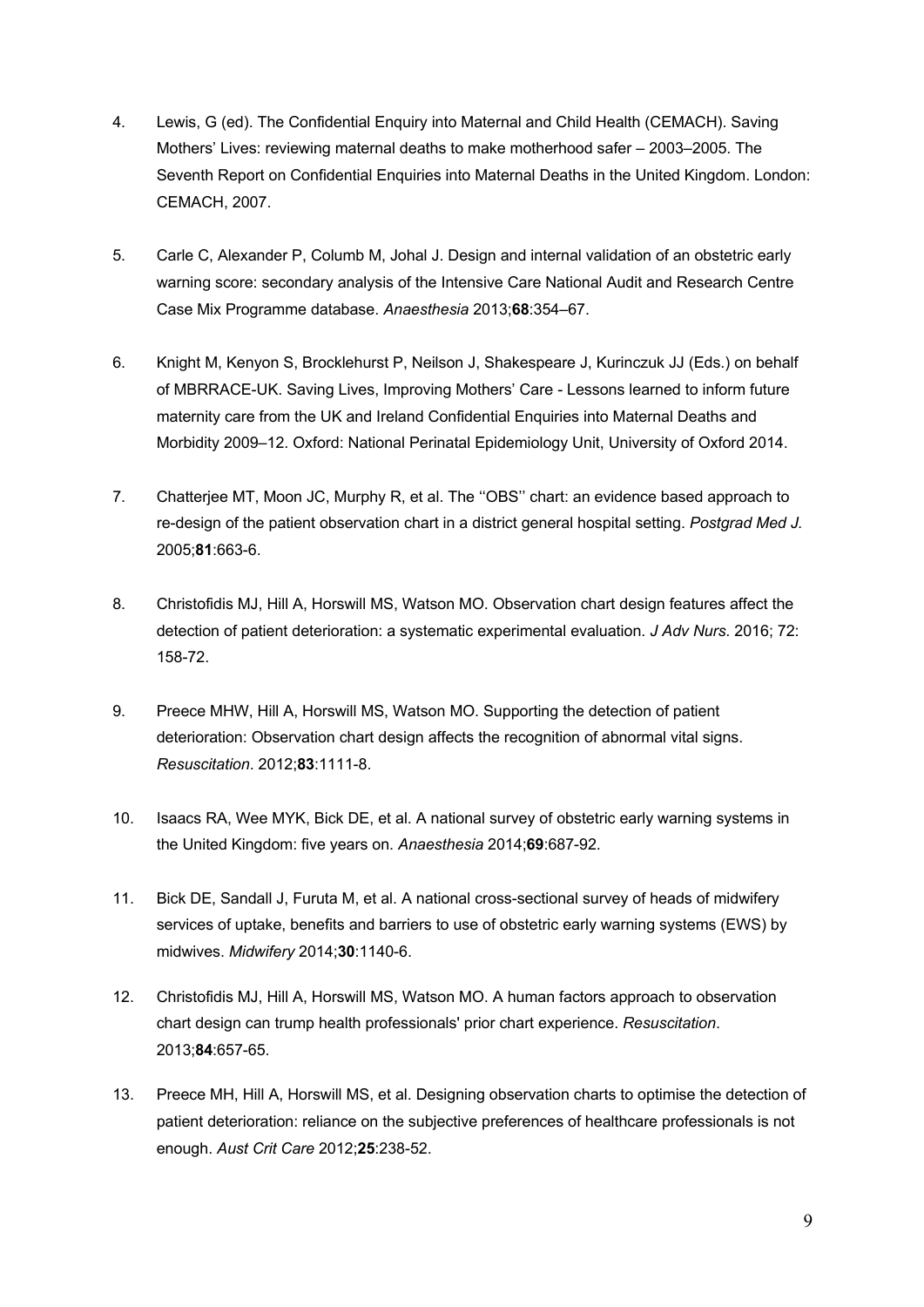4. Lewis, G (ed). The Confidential Enquiry into Maternal and Child Health (CEMACH). Saving Mothers' Lives: reviewing maternal deaths to make motherhood safer – 2003–2005. The Seventh Report on Confidential Enquiries into Maternal Deaths in the United Kingdom. London: CEMACH, 2007.

5. Carle C, Alexander P, Columb M, Johal J. Design and internal validation of an obstetric early warning score: secondary analysis of the Intensive Care National Audit and Research Centre Case Mix Programme database. *Anaesthesia* 2013;**68**:354–67.

6. Knight M, Kenyon S, Brocklehurst P, Neilson J, Shakespeare J, Kurinczuk JJ (Eds.) on behalf of MBRRACE-UK. Saving Lives, Improving Mothers' Care - Lessons learned to inform future maternity care from the UK and Ireland Confidential Enquiries into Maternal Deaths and Morbidity 2009–12. Oxford: National Perinatal Epidemiology Unit, University of Oxford 2014.

7. Chatterjee MT, Moon JC, Murphy R, et al. The ''OBS'' chart: an evidence based approach to re-design of the patient observation chart in a district general hospital setting. *Postgrad Med J.* 2005;**81**:663-6.

8. Christofidis MJ, Hill A, Horswill MS, Watson MO. Observation chart design features affect the detection of patient deterioration: a systematic experimental evaluation. *J Adv Nurs*. 2016; 72: 158-72.

9. Preece MHW, Hill A, Horswill MS, Watson MO. Supporting the detection of patient deterioration: Observation chart design affects the recognition of abnormal vital signs. *Resuscitation*. 2012;**83**:1111-8.

10. Isaacs RA, Wee MYK, Bick DE, et al. A national survey of obstetric early warning systems in the United Kingdom: five years on. *Anaesthesia* 2014;**69**:687-92.

11. Bick DE, Sandall J, Furuta M, et al. A national cross-sectional survey of heads of midwifery services of uptake, benefits and barriers to use of obstetric early warning systems (EWS) by midwives. *Midwifery* 2014;**30**:1140-6.

12. Christofidis MJ, Hill A, Horswill MS, Watson MO. A human factors approach to observation chart design can trump health professionals' prior chart experience. *Resuscitation*. 2013;**84**:657-65.

13. Preece MH, Hill A, Horswill MS, et al. Designing observation charts to optimise the detection of patient deterioration: reliance on the subjective preferences of healthcare professionals is not enough. *Aust Crit Care* 2012;**25**:238-52.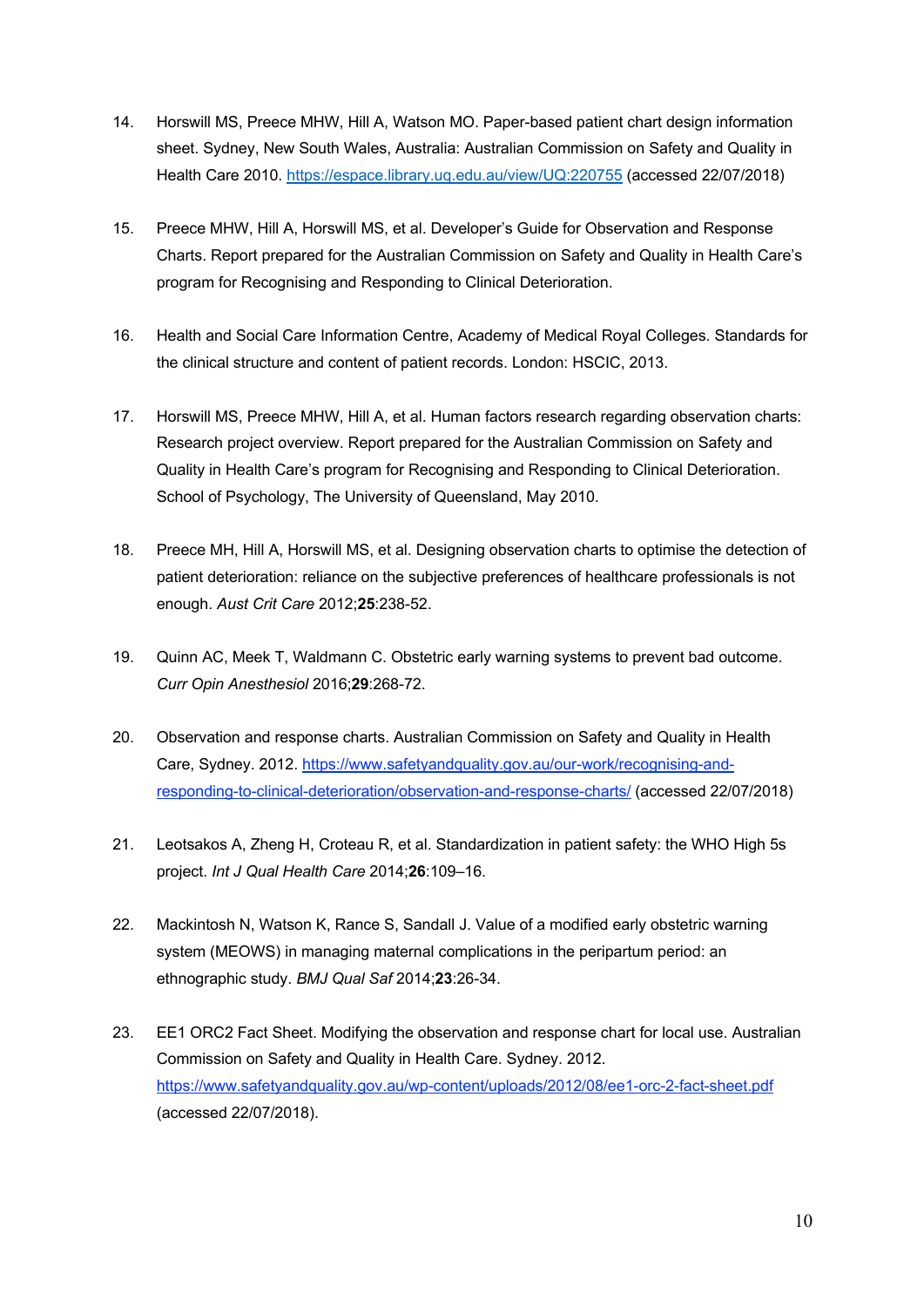14. Horswill MS, Preece MHW, Hill A, Watson MO. Paper-based patient chart design information sheet. Sydney, New South Wales, Australia: Australian Commission on Safety and Quality in Health Care 2010. https://espace.library.uq.edu.au/view/UQ:220755 (accessed 22/07/2018)

15. Preece MHW, Hill A, Horswill MS, et al. Developer's Guide for Observation and Response Charts. Report prepared for the Australian Commission on Safety and Quality in Health Care's program for Recognising and Responding to Clinical Deterioration.

16. Health and Social Care Information Centre, Academy of Medical Royal Colleges. Standards for the clinical structure and content of patient records. London: HSCIC, 2013.

17. Horswill MS, Preece MHW, Hill A, et al. Human factors research regarding observation charts: Research project overview. Report prepared for the Australian Commission on Safety and Quality in Health Care's program for Recognising and Responding to Clinical Deterioration. School of Psychology, The University of Queensland, May 2010.

18. Preece MH, Hill A, Horswill MS, et al. Designing observation charts to optimise the detection of patient deterioration: reliance on the subjective preferences of healthcare professionals is not enough. *Aust Crit Care* 2012;**25**:238-52.

19. Quinn AC, Meek T, Waldmann C. Obstetric early warning systems to prevent bad outcome. *Curr Opin Anesthesiol* 2016;**29**:268-72.

20. Observation and response charts. Australian Commission on Safety and Quality in Health Care, Sydney. 2012. https://www.safetyandquality.gov.au/our-work/recognising-and-responding-to-clinical-deterioration/observation-and-response-charts/ (accessed 22/07/2018)

21. Leotsakos A, Zheng H, Croteau R, et al. Standardization in patient safety: the WHO High 5s project. *Int J Qual Health Care* 2014;**26**:109–16.

22. Mackintosh N, Watson K, Rance S, Sandall J. Value of a modified early obstetric warning system (MEOWS) in managing maternal complications in the peripartum period: an ethnographic study. *BMJ Qual Saf* 2014;**23**:26-34.

23. EE1 ORC2 Fact Sheet. Modifying the observation and response chart for local use. Australian Commission on Safety and Quality in Health Care. Sydney. 2012. https://www.safetyandquality.gov.au/wp-content/uploads/2012/08/ee1-orc-2-fact-sheet.pdf (accessed 22/07/2018).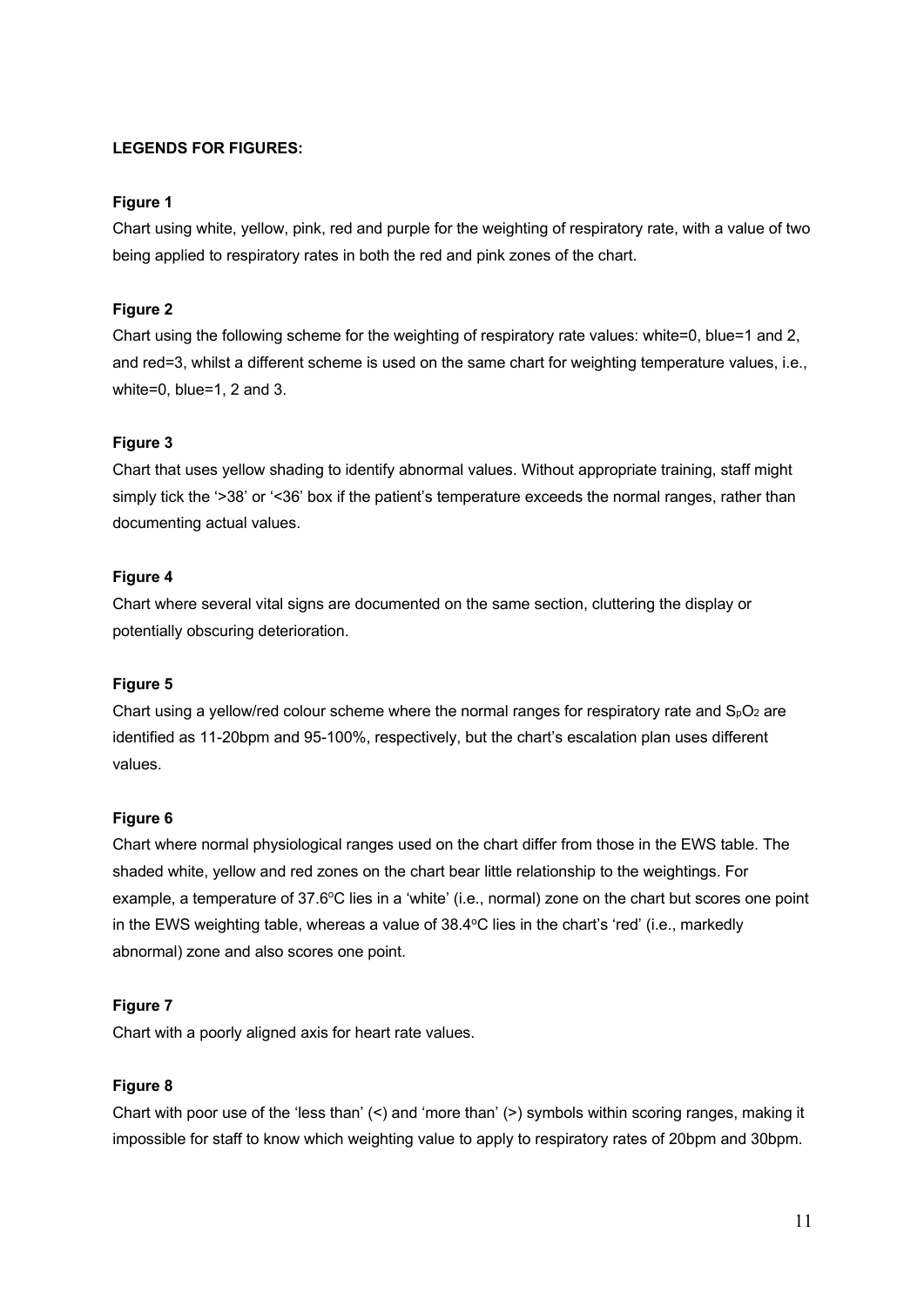**LEGENDS FOR FIGURES:**

**Figure 1**

Chart using white, yellow, pink, red and purple for the weighting of respiratory rate, with a value of two being applied to respiratory rates in both the red and pink zones of the chart.

**Figure 2**

Chart using the following scheme for the weighting of respiratory rate values: white=0, blue=1 and 2, and red=3, whilst a different scheme is used on the same chart for weighting temperature values, i.e., white=0, blue=1, 2 and 3.

**Figure 3**

Chart that uses yellow shading to identify abnormal values. Without appropriate training, staff might simply tick the '>38' or '<36' box if the patient's temperature exceeds the normal ranges, rather than documenting actual values.

**Figure 4**

Chart where several vital signs are documented on the same section, cluttering the display or potentially obscuring deterioration.

**Figure 5**

Chart using a yellow/red colour scheme where the normal ranges for respiratory rate and $S_pO_2$ are identified as 11-20bpm and 95-100%, respectively, but the chart's escalation plan uses different values.

**Figure 6**

Chart where normal physiological ranges used on the chart differ from those in the EWS table. The shaded white, yellow and red zones on the chart bear little relationship to the weightings. For example, a temperature of 37.6°C lies in a 'white' (i.e., normal) zone on the chart but scores one point in the EWS weighting table, whereas a value of 38.4°C lies in the chart's 'red' (i.e., markedly abnormal) zone and also scores one point.

**Figure 7**

Chart with a poorly aligned axis for heart rate values.

**Figure 8**

Chart with poor use of the 'less than' (<) and 'more than' (>) symbols within scoring ranges, making it impossible for staff to know which weighting value to apply to respiratory rates of 20bpm and 30bpm.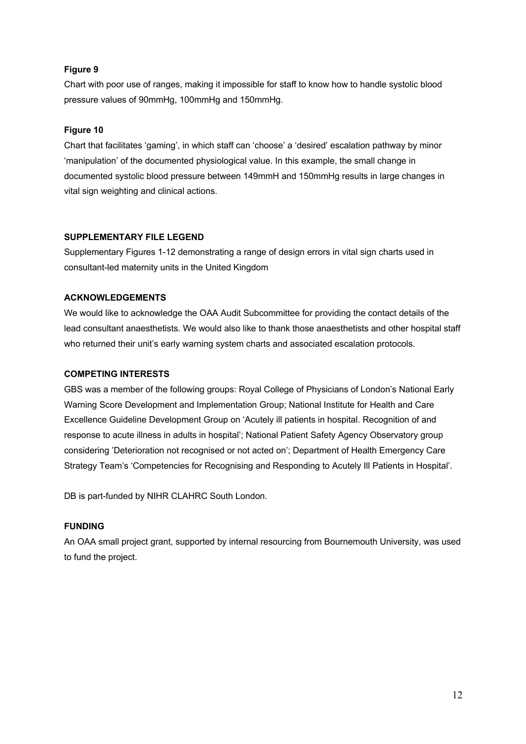**Figure 9**

Chart with poor use of ranges, making it impossible for staff to know how to handle systolic blood pressure values of 90mmHg, 100mmHg and 150mmHg.

**Figure 10**

Chart that facilitates 'gaming', in which staff can 'choose' a 'desired' escalation pathway by minor 'manipulation' of the documented physiological value. In this example, the small change in documented systolic blood pressure between 149mmH and 150mmHg results in large changes in vital sign weighting and clinical actions.

## SUPPLEMENTARY FILE LEGEND

Supplementary Figures 1-12 demonstrating a range of design errors in vital sign charts used in consultant-led maternity units in the United Kingdom

## ACKNOWLEDGEMENTS

We would like to acknowledge the OAA Audit Subcommittee for providing the contact details of the lead consultant anaesthetists. We would also like to thank those anaesthetists and other hospital staff who returned their unit's early warning system charts and associated escalation protocols.

## COMPETING INTERESTS

GBS was a member of the following groups: Royal College of Physicians of London's National Early Warning Score Development and Implementation Group; National Institute for Health and Care Excellence Guideline Development Group on 'Acutely ill patients in hospital. Recognition of and response to acute illness in adults in hospital'; National Patient Safety Agency Observatory group considering 'Deterioration not recognised or not acted on'; Department of Health Emergency Care Strategy Team's 'Competencies for Recognising and Responding to Acutely Ill Patients in Hospital'.

DB is part-funded by NIHR CLAHRC South London.

## FUNDING

An OAA small project grant, supported by internal resourcing from Bournemouth University, was used to fund the project.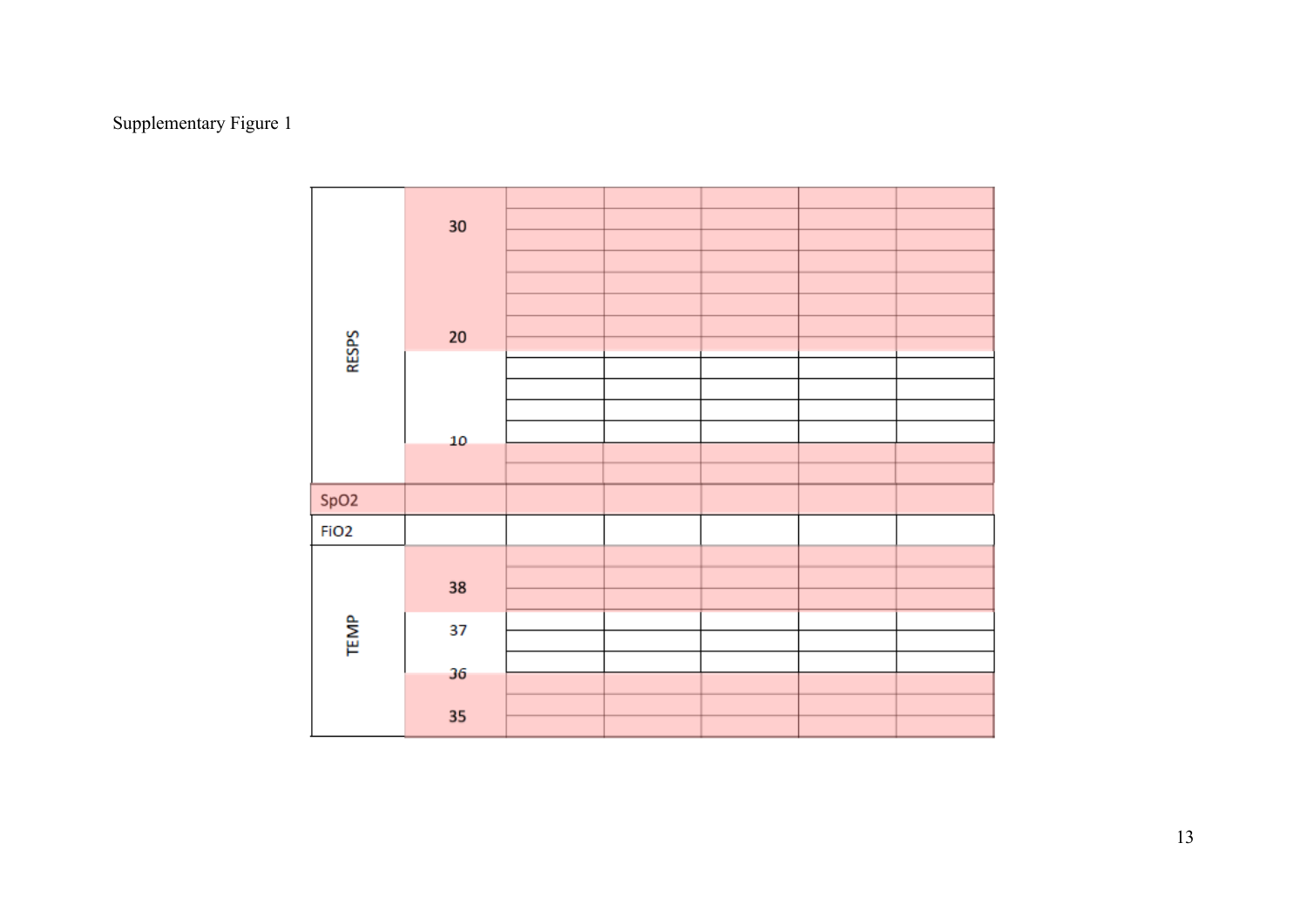Supplementary Figure 1

| | | | | | | |
|---|---|---|---|---|---|---|
| RESPS | 30 | | | | | |
| | 20 | | | | | |
| | 10 | | | | | |
| SpO2 | | | | | | |
| FiO2 | | | | | | |
| TEMP | 38 | | | | | |
| | 37 | | | | | |
| | 36 | | | | | |
| | 35 | | | | | |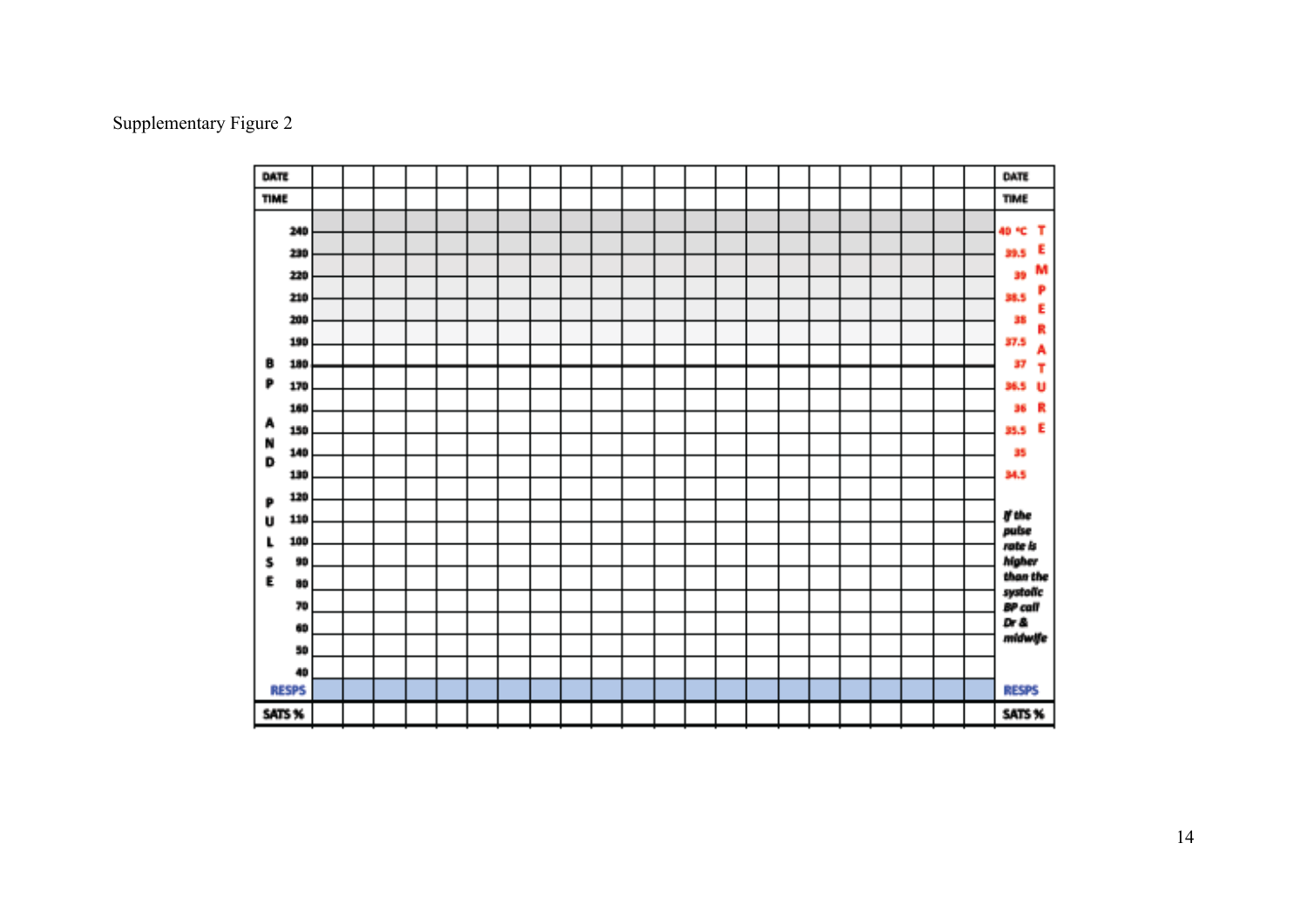Supplementary Figure 2

| DATE | | | | | | | | | | | | | | | | | | | | | | DATE |
|---|---|---|---|---|---|---|---|---|---|---|---|---|---|---|---|---|---|---|---|---|---|---|
| TIME | | | | | | | | | | | | | | | | | | | | | | TIME |
| 240 | | | | | | | | | | | | | | | | | | | | | | 40 °C TEMPERATURE |
| 230 | | | | | | | | | | | | | | | | | | | | | | 39.5 |
| 220 | | | | | | | | | | | | | | | | | | | | | | 39 |
| 210 | | | | | | | | | | | | | | | | | | | | | | 38.5 |
| 200 | | | | | | | | | | | | | | | | | | | | | | 38 |
| 190 | | | | | | | | | | | | | | | | | | | | | | 37.5 |
| BP AND PULSE 180 | | | | | | | | | | | | | | | | | | | | | | 37 |
| 170 | | | | | | | | | | | | | | | | | | | | | | 36.5 |
| 160 | | | | | | | | | | | | | | | | | | | | | | 36 |
| 150 | | | | | | | | | | | | | | | | | | | | | | 35.5 |
| 140 | | | | | | | | | | | | | | | | | | | | | | 35 |
| 130 | | | | | | | | | | | | | | | | | | | | | | 34.5 |
| 120 | | | | | | | | | | | | | | | | | | | | | | |
| 110 | | | | | | | | | | | | | | | | | | | | | | *If the pulse rate is higher than the systolic BP call Dr & midwife* |
| 100 | | | | | | | | | | | | | | | | | | | | | | |
| 90 | | | | | | | | | | | | | | | | | | | | | | |
| 80 | | | | | | | | | | | | | | | | | | | | | | |
| 70 | | | | | | | | | | | | | | | | | | | | | | |
| 60 | | | | | | | | | | | | | | | | | | | | | | |
| 50 | | | | | | | | | | | | | | | | | | | | | | |
| 40 | | | | | | | | | | | | | | | | | | | | | | |
| RESPS | | | | | | | | | | | | | | | | | | | | | | RESPS |
| SATS % | | | | | | | | | | | | | | | | | | | | | | SATS % |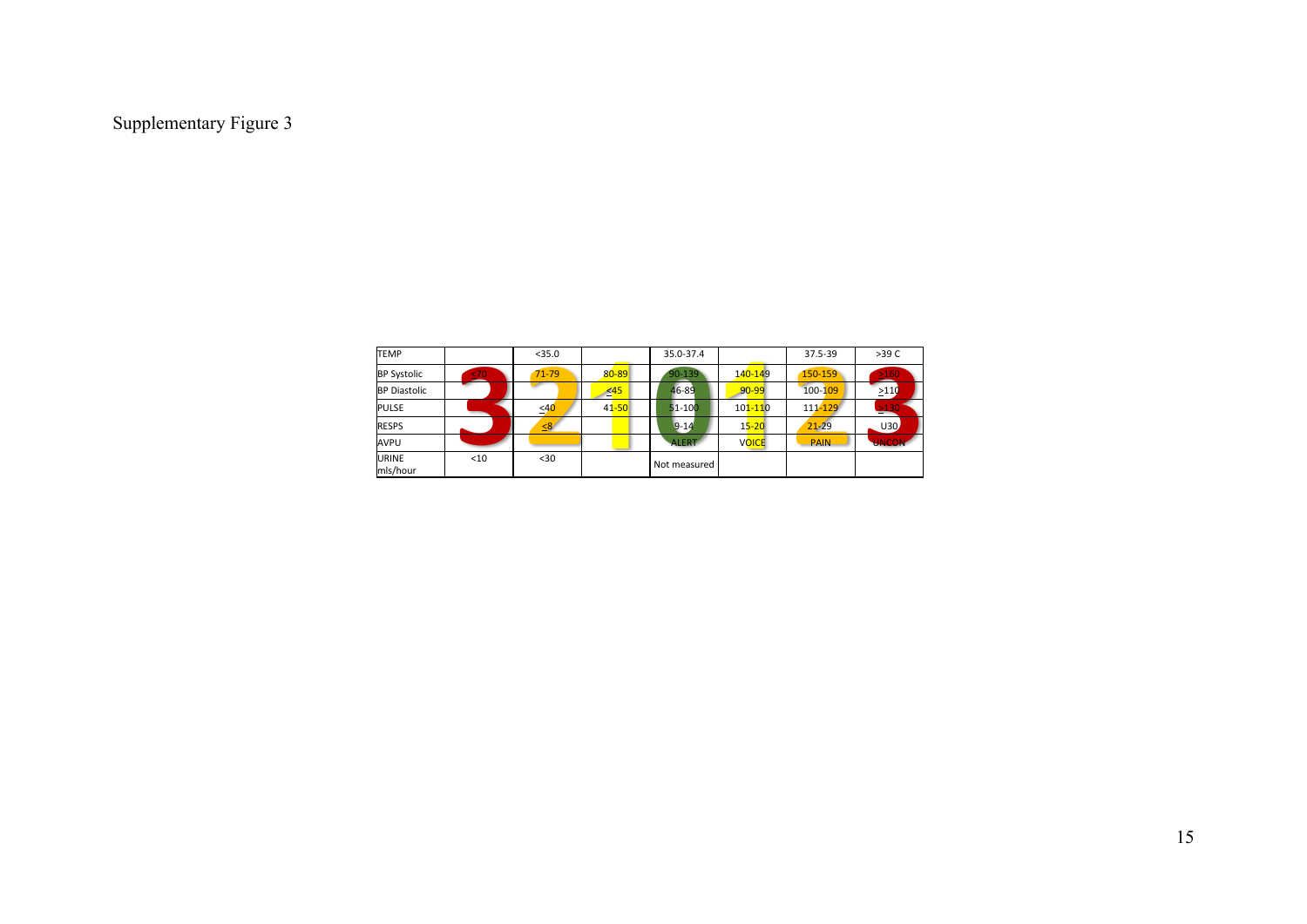Supplementary Figure 3

| TEMP | | <35.0 | | 35.0-37.4 | | 37.5-39 | >39 C |
|---|---|---|---|---|---|---|---|
| BP Systolic | ≤70 | 71-79 | 80-89 | 90-139 | 140-149 | 150-159 | ≥160 |
| BP Diastolic | | | ≤45 | 46-89 | 90-99 | 100-109 | ≥110 |
| PULSE | | ≤40 | 41-50 | 51-100 | 101-110 | 111-129 | ≥130 |
| RESPS | | ≤8 | | 9-14 | 15-20 | 21-29 | U30 |
| AVPU | | | | ALERT | VOICE | PAIN | UNCON |
| URINE mls/hour | <10 | <30 | | Not measured | | | |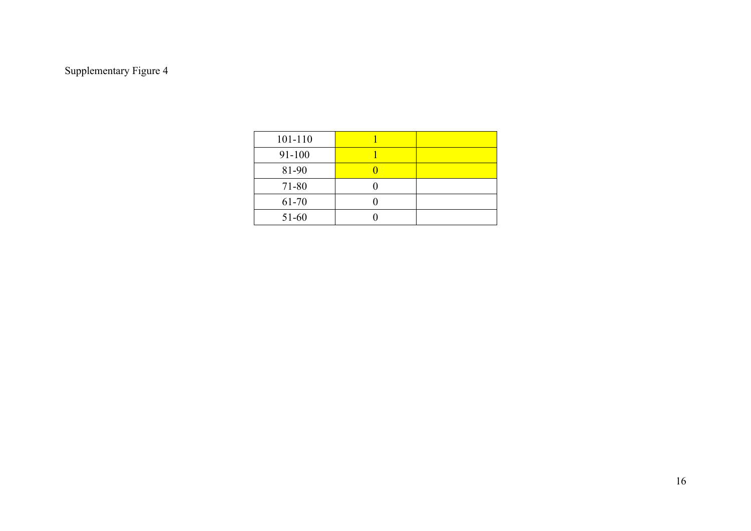Supplementary Figure 4

| | | |
|---|---|---|
| 101-110 | 1 | |
| 91-100 | 1 | |
| 81-90 | 0 | |
| 71-80 | 0 | |
| 61-70 | 0 | |
| 51-60 | 0 | |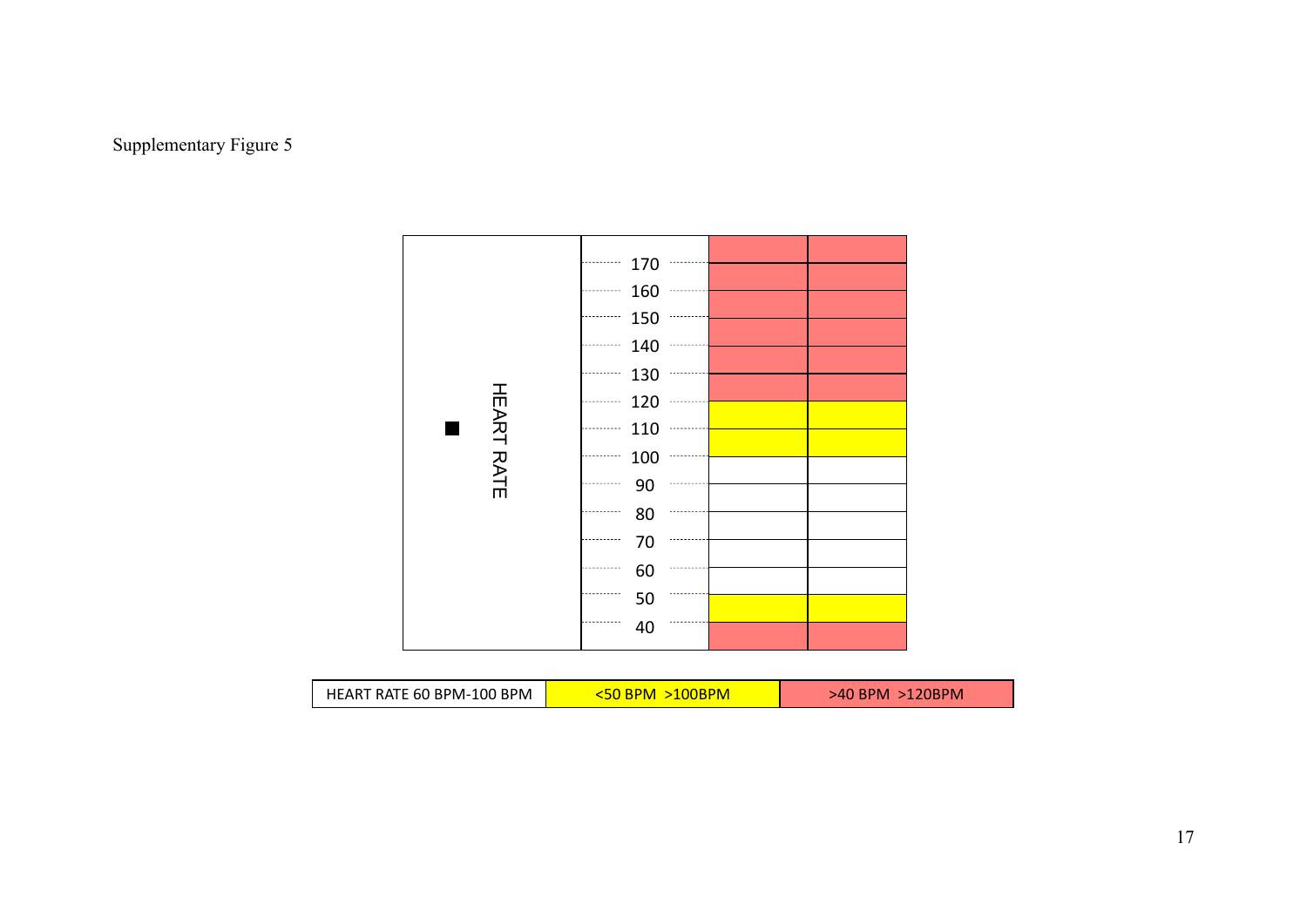Supplementary Figure 5

| HEARTRATE |  |  |  |
|---|---|---|---|
| ■ | 170 |  |  |
|  | 160 |  |  |
|  | 150 |  |  |
|  | 140 |  |  |
|  | 130 |  |  |
|  | 120 |  |  |
|  | 110 |  |  |
|  | 100 |  |  |
|  | 90 |  |  |
|  | 80 |  |  |
|  | 70 |  |  |
|  | 60 |  |  |
|  | 50 |  |  |
|  | 40 |  |  |

| HEART RATE 60 BPM-100 BPM | <50 BPM >100BPM | >40 BPM >120BPM |
|---|---|---|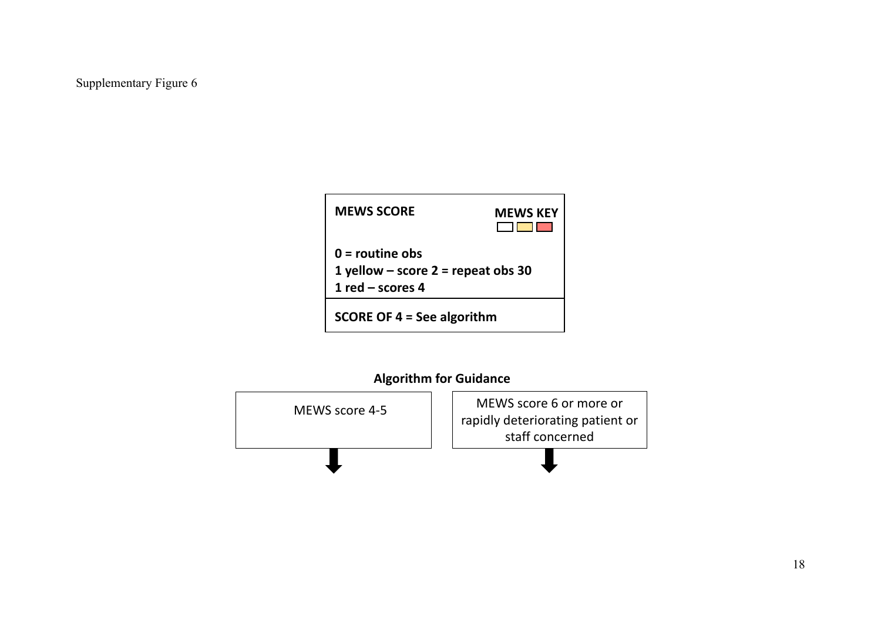Supplementary Figure 6

**MEWS SCORE**

**MEWS KEY**

**0 = routine obs**
**1 yellow – score 2 = repeat obs 30**
**1 red – scores 4**

**SCORE OF 4 = See algorithm**

**Algorithm for Guidance**

| MEWS score 4-5 | MEWS score 6 or more or rapidly deteriorating patient or staff concerned |
| --- | --- |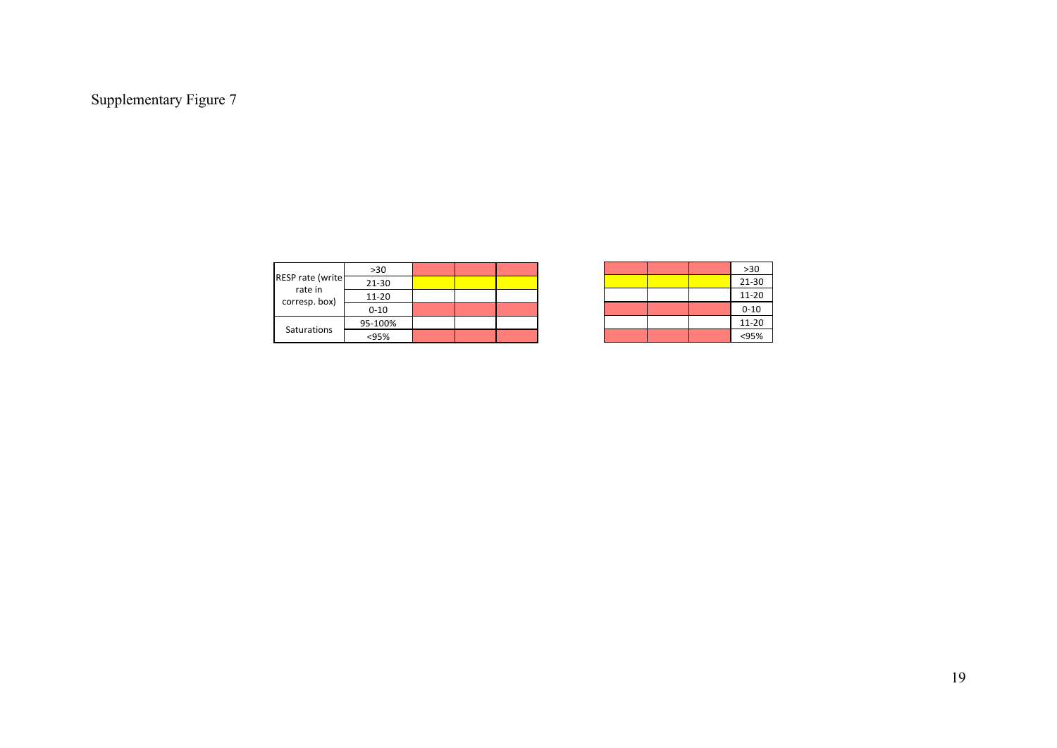Supplementary Figure 7

| | | | | |
|---|---|---|---|---|
| RESP rate (write rate in corresp. box) | >30 | | | |
| | 21-30 | | | |
| | 11-20 | | | |
| | 0-10 | | | |
| Saturations | 95-100% | | | |
| | <95% | | | |

| | | | |
|---|---|---|---|
| | | | >30 |
| | | | 21-30 |
| | | | 11-20 |
| | | | 0-10 |
| | | | 11-20 |
| | | | <95% |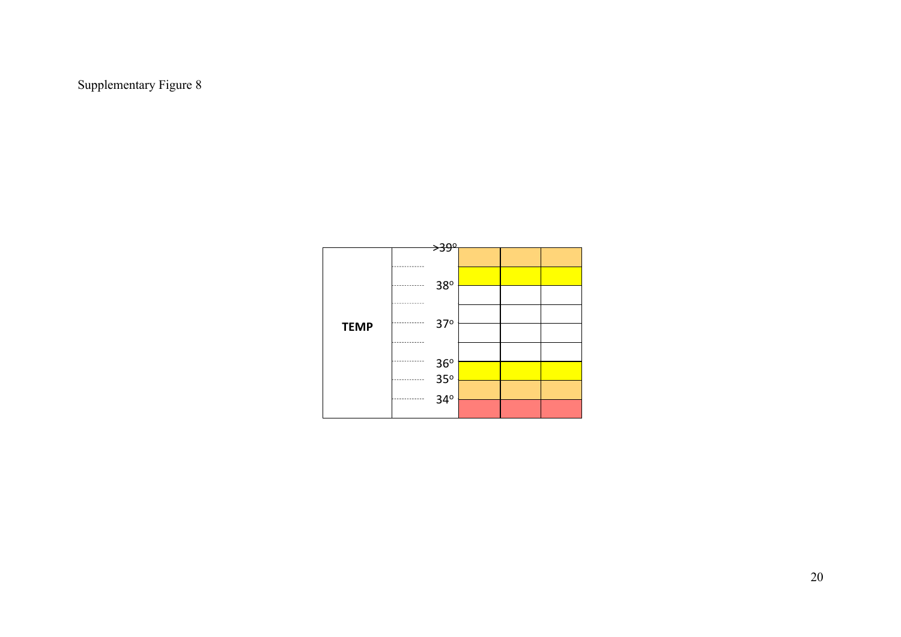Supplementary Figure 8

| TEMP | | | | |
|---|---|---|---|---|
| | >39° | | | |
| | | | | |
| | 38° | | | |
| | | | | |
| | 37° | | | |
| | | | | |
| | 36° | | | |
| | 35° | | | |
| | 34° | | | |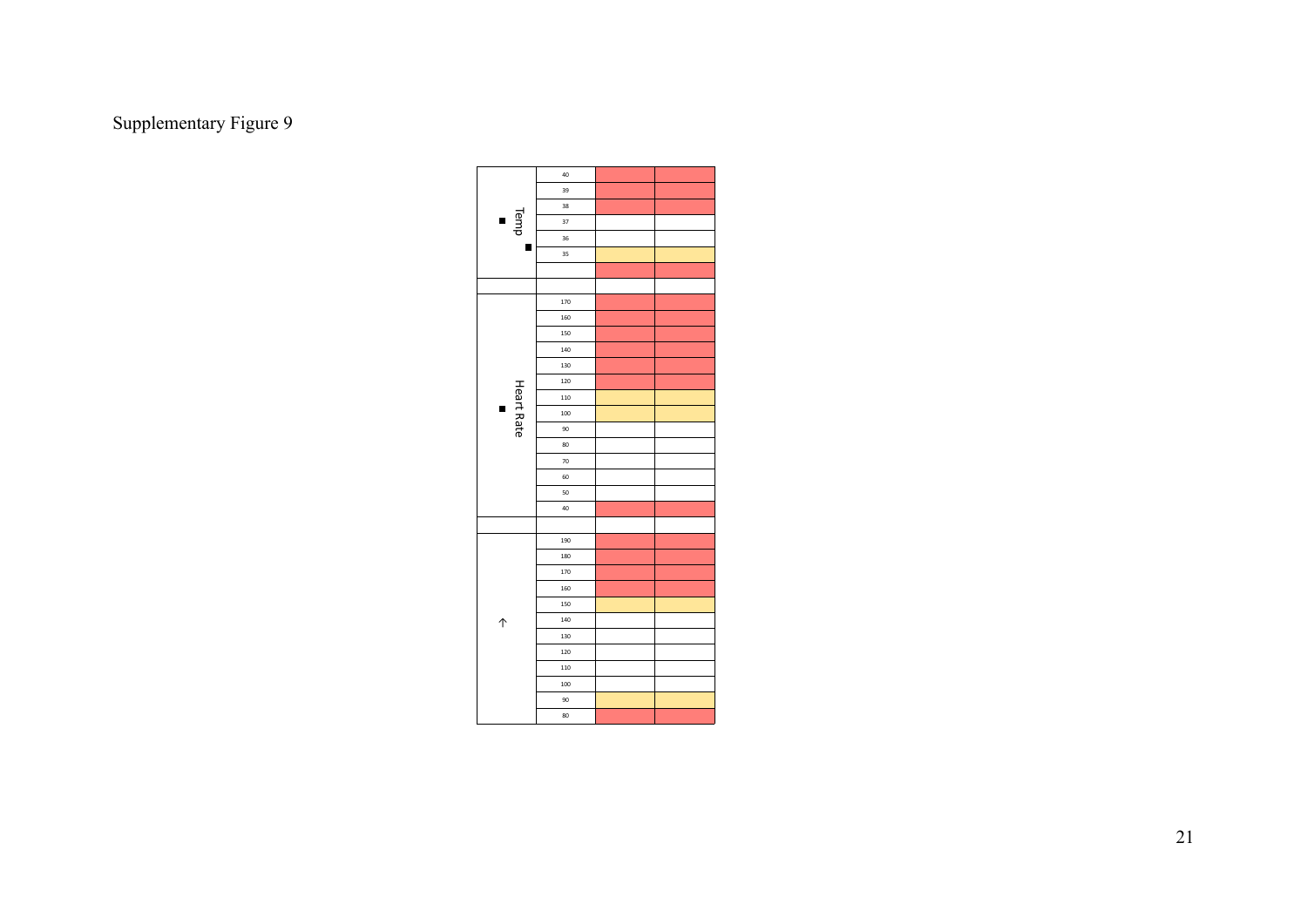Supplementary Figure 9

| | | | |
|---|---|---|---|
| Temp | 40 | | |
| | 39 | | |
| | 38 | | |
| | 37 | | |
| | 36 | | |
| | 35 | | |
| | | | |
| | | | |
| Heart Rate | 170 | | |
| | 160 | | |
| | 150 | | |
| | 140 | | |
| | 130 | | |
| | 120 | | |
| | 110 | | |
| | 100 | | |
| | 90 | | |
| | 80 | | |
| | 70 | | |
| | 60 | | |
| | 50 | | |
| | 40 | | |
| | | | |
| ↑ | 190 | | |
| | 180 | | |
| | 170 | | |
| | 160 | | |
| | 150 | | |
| | 140 | | |
| | 130 | | |
| | 120 | | |
| | 110 | | |
| | 100 | | |
| | 90 | | |
| | 80 | | |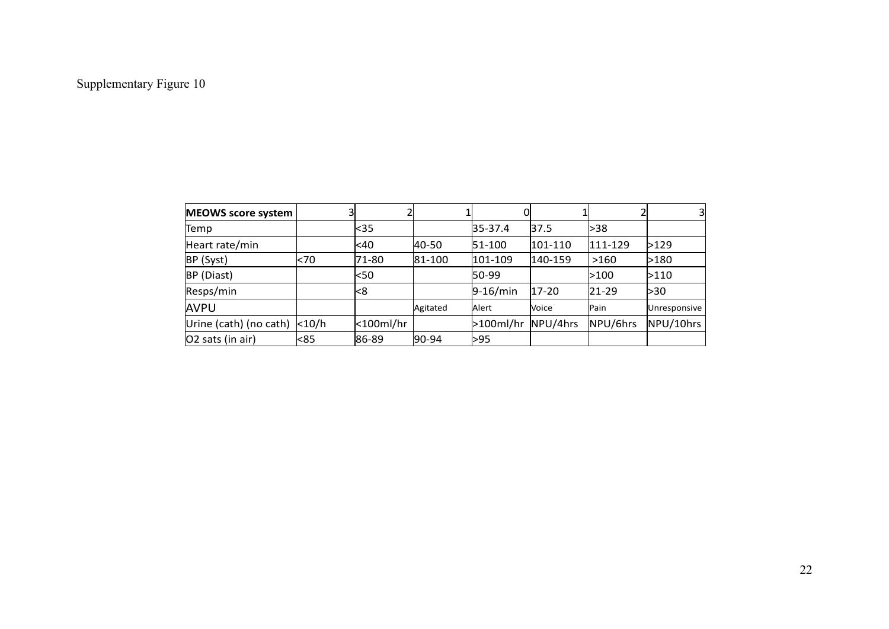Supplementary Figure 10

| MEOWS score system | 3 | 2 | 1 | 0 | 1 | 2 | 3 |
|---|---|---|---|---|---|---|---|
| Temp | | <35 | | 35-37.4 | 37.5 | >38 | |
| Heart rate/min | | <40 | 40-50 | 51-100 | 101-110 | 111-129 | >129 |
| BP (Syst) | <70 | 71-80 | 81-100 | 101-109 | 140-159 | >160 | >180 |
| BP (Diast) | | <50 | | 50-99 | | >100 | >110 |
| Resps/min | | <8 | | 9-16/min | 17-20 | 21-29 | >30 |
| AVPU | | | Agitated | Alert | Voice | Pain | Unresponsive |
| Urine (cath) (no cath) | <10/h | <100ml/hr | | >100ml/hr | NPU/4hrs | NPU/6hrs | NPU/10hrs |
| O2 sats (in air) | <85 | 86-89 | 90-94 | >95 | | | |